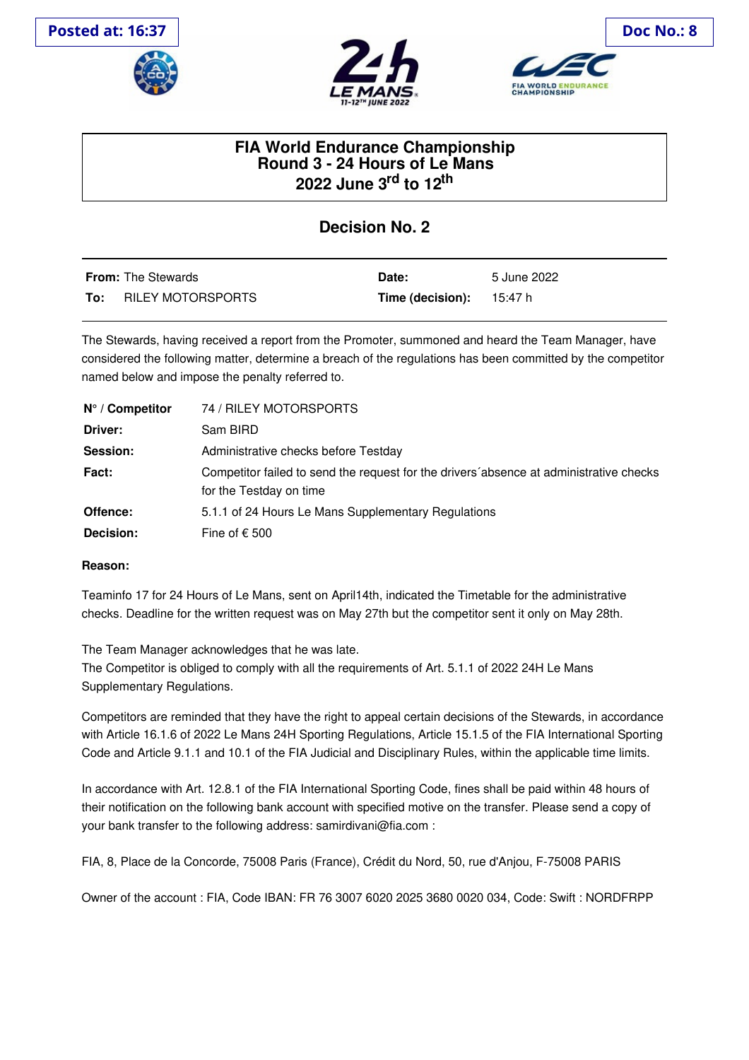Posted at: 16:37

Doc No.: 8

# FIA World Endurance Championship
## Round 3 - 24 Hours of Le Mans
## 2022 June 3rd to 12th

## Decision No. 2

| **From:** The Stewards | **Date:** | 5 June 2022 |
|---|---|---|
| **To:** RILEY MOTORSPORTS | **Time (decision):** | 15:47 h |

The Stewards, having received a report from the Promoter, summoned and heard the Team Manager, have considered the following matter, determine a breach of the regulations has been committed by the competitor named below and impose the penalty referred to.

| | |
|---|---|
| **N° / Competitor** | 74 / RILEY MOTORSPORTS |
| **Driver:** | Sam BIRD |
| **Session:** | Administrative checks before Testday |
| **Fact:** | Competitor failed to send the request for the drivers´absence at administrative checks for the Testday on time |
| **Offence:** | 5.1.1 of 24 Hours Le Mans Supplementary Regulations |
| **Decision:** | Fine of € 500 |

**Reason:**

Teaminfo 17 for 24 Hours of Le Mans, sent on April14th, indicated the Timetable for the administrative checks. Deadline for the written request was on May 27th but the competitor sent it only on May 28th.

The Team Manager acknowledges that he was late.
The Competitor is obliged to comply with all the requirements of Art. 5.1.1 of 2022 24H Le Mans Supplementary Regulations.

Competitors are reminded that they have the right to appeal certain decisions of the Stewards, in accordance with Article 16.1.6 of 2022 Le Mans 24H Sporting Regulations, Article 15.1.5 of the FIA International Sporting Code and Article 9.1.1 and 10.1 of the FIA Judicial and Disciplinary Rules, within the applicable time limits.

In accordance with Art. 12.8.1 of the FIA International Sporting Code, fines shall be paid within 48 hours of their notification on the following bank account with specified motive on the transfer. Please send a copy of your bank transfer to the following address: samirdivani@fia.com :

FIA, 8, Place de la Concorde, 75008 Paris (France), Crédit du Nord, 50, rue d'Anjou, F-75008 PARIS

Owner of the account : FIA, Code IBAN: FR 76 3007 6020 2025 3680 0020 034, Code: Swift : NORDFRPP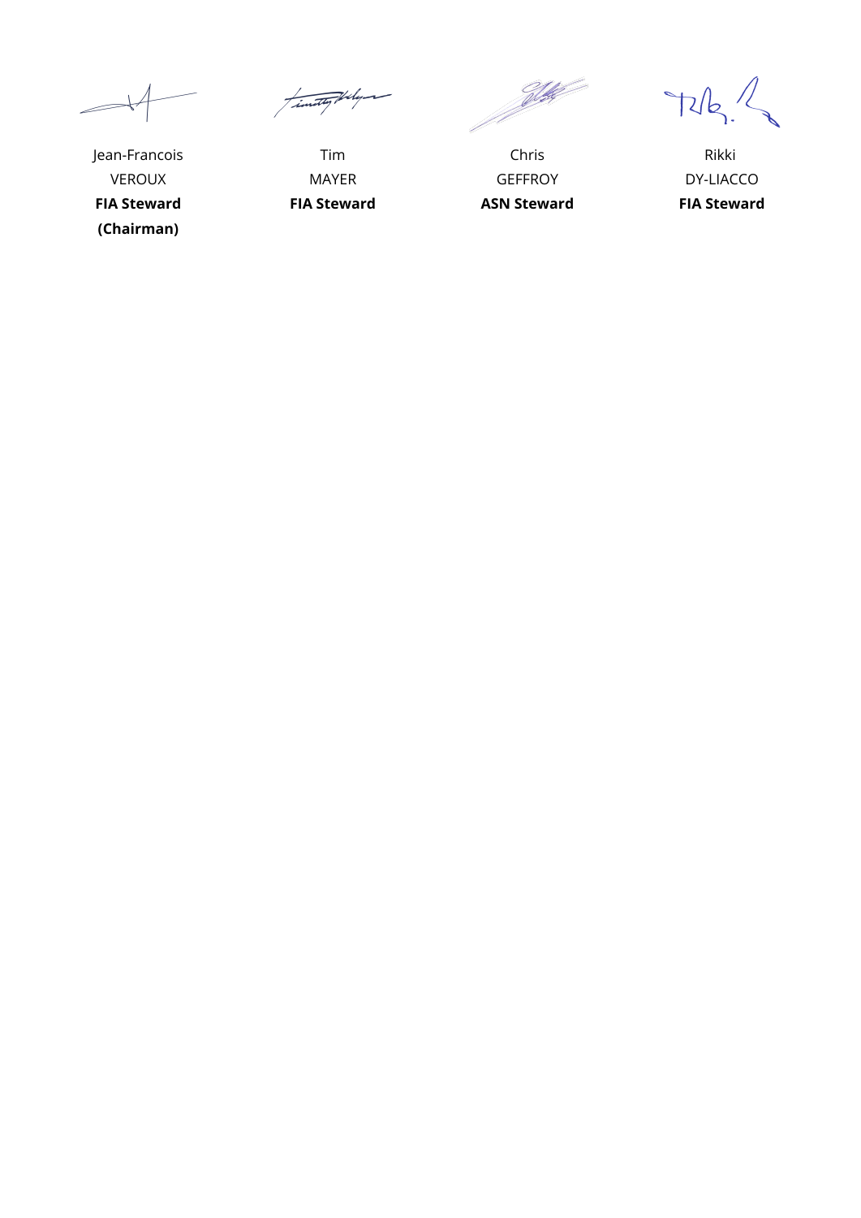| | | | |
|---|---|---|---|
| Jean-Francois<br>VEROUX<br>**FIA Steward**<br>**(Chairman)** | Tim<br>MAYER<br>**FIA Steward** | Chris<br>GEFFROY<br>**ASN Steward** | Rikki<br>DY-LIACCO<br>**FIA Steward** |